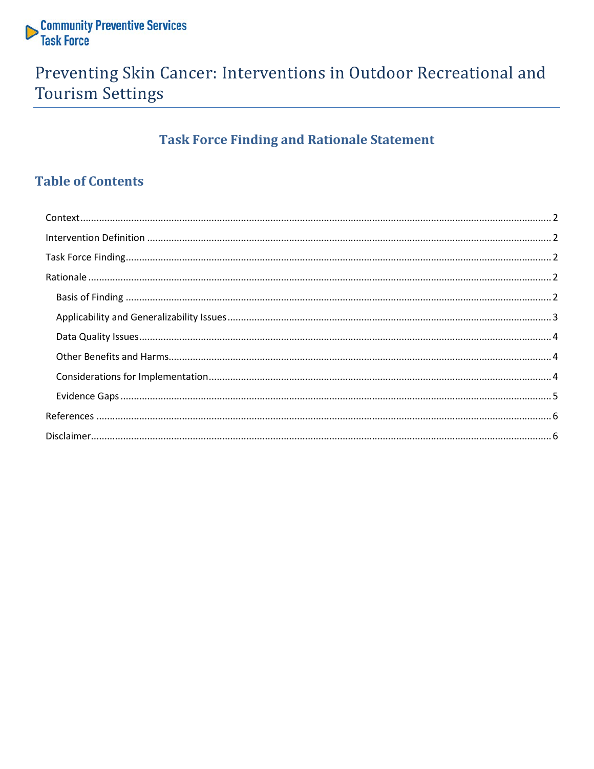Community Preventive Services Task Force

# Preventing Skin Cancer: Interventions in Outdoor Recreational and Tourism Settings

## Task Force Finding and Rationale Statement

## Table of Contents

- Context ..... 2
- Intervention Definition ..... 2
- Task Force Finding ..... 2
- Rationale ..... 2
  - Basis of Finding ..... 2
  - Applicability and Generalizability Issues ..... 3
  - Data Quality Issues ..... 4
  - Other Benefits and Harms ..... 4
  - Considerations for Implementation ..... 4
  - Evidence Gaps ..... 5
- References ..... 6
- Disclaimer ..... 6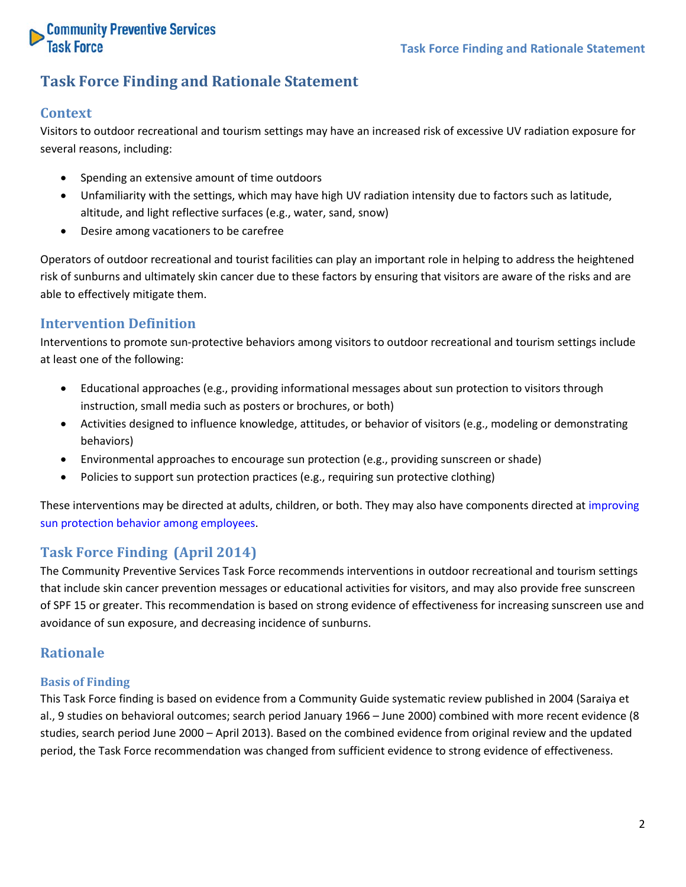# Task Force Finding and Rationale Statement

## Context

Visitors to outdoor recreational and tourism settings may have an increased risk of excessive UV radiation exposure for several reasons, including:

- Spending an extensive amount of time outdoors
- Unfamiliarity with the settings, which may have high UV radiation intensity due to factors such as latitude, altitude, and light reflective surfaces (e.g., water, sand, snow)
- Desire among vacationers to be carefree

Operators of outdoor recreational and tourist facilities can play an important role in helping to address the heightened risk of sunburns and ultimately skin cancer due to these factors by ensuring that visitors are aware of the risks and are able to effectively mitigate them.

## Intervention Definition

Interventions to promote sun-protective behaviors among visitors to outdoor recreational and tourism settings include at least one of the following:

- Educational approaches (e.g., providing informational messages about sun protection to visitors through instruction, small media such as posters or brochures, or both)
- Activities designed to influence knowledge, attitudes, or behavior of visitors (e.g., modeling or demonstrating behaviors)
- Environmental approaches to encourage sun protection (e.g., providing sunscreen or shade)
- Policies to support sun protection practices (e.g., requiring sun protective clothing)

These interventions may be directed at adults, children, or both. They may also have components directed at improving sun protection behavior among employees.

## Task Force Finding (April 2014)

The Community Preventive Services Task Force recommends interventions in outdoor recreational and tourism settings that include skin cancer prevention messages or educational activities for visitors, and may also provide free sunscreen of SPF 15 or greater. This recommendation is based on strong evidence of effectiveness for increasing sunscreen use and avoidance of sun exposure, and decreasing incidence of sunburns.

## Rationale

### Basis of Finding

This Task Force finding is based on evidence from a Community Guide systematic review published in 2004 (Saraiya et al., 9 studies on behavioral outcomes; search period January 1966 – June 2000) combined with more recent evidence (8 studies, search period June 2000 – April 2013). Based on the combined evidence from original review and the updated period, the Task Force recommendation was changed from sufficient evidence to strong evidence of effectiveness.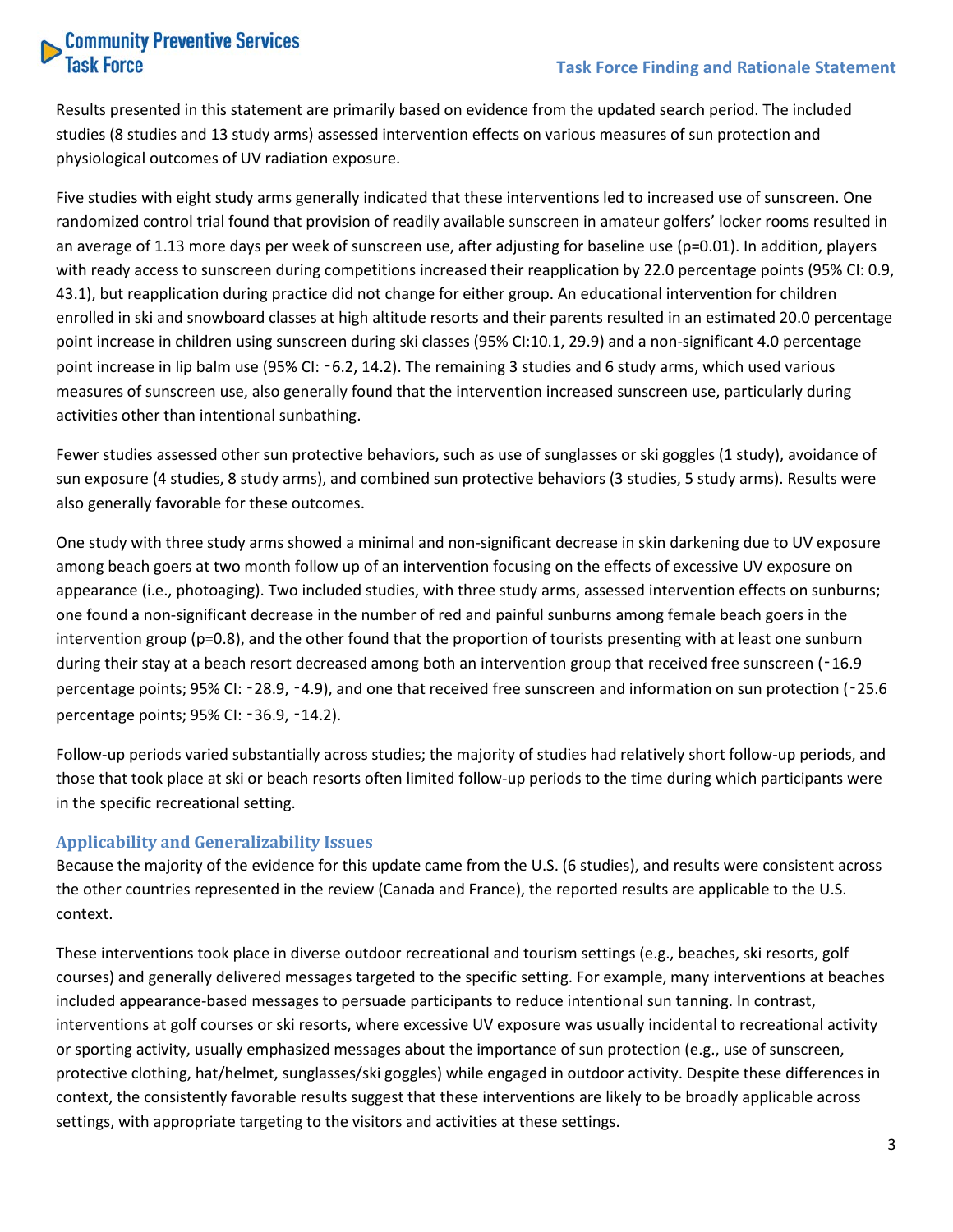Results presented in this statement are primarily based on evidence from the updated search period. The included studies (8 studies and 13 study arms) assessed intervention effects on various measures of sun protection and physiological outcomes of UV radiation exposure.

Five studies with eight study arms generally indicated that these interventions led to increased use of sunscreen. One randomized control trial found that provision of readily available sunscreen in amateur golfers' locker rooms resulted in an average of 1.13 more days per week of sunscreen use, after adjusting for baseline use (p=0.01). In addition, players with ready access to sunscreen during competitions increased their reapplication by 22.0 percentage points (95% CI: 0.9, 43.1), but reapplication during practice did not change for either group. An educational intervention for children enrolled in ski and snowboard classes at high altitude resorts and their parents resulted in an estimated 20.0 percentage point increase in children using sunscreen during ski classes (95% CI:10.1, 29.9) and a non-significant 4.0 percentage point increase in lip balm use (95% CI: -6.2, 14.2). The remaining 3 studies and 6 study arms, which used various measures of sunscreen use, also generally found that the intervention increased sunscreen use, particularly during activities other than intentional sunbathing.

Fewer studies assessed other sun protective behaviors, such as use of sunglasses or ski goggles (1 study), avoidance of sun exposure (4 studies, 8 study arms), and combined sun protective behaviors (3 studies, 5 study arms). Results were also generally favorable for these outcomes.

One study with three study arms showed a minimal and non-significant decrease in skin darkening due to UV exposure among beach goers at two month follow up of an intervention focusing on the effects of excessive UV exposure on appearance (i.e., photoaging). Two included studies, with three study arms, assessed intervention effects on sunburns; one found a non-significant decrease in the number of red and painful sunburns among female beach goers in the intervention group (p=0.8), and the other found that the proportion of tourists presenting with at least one sunburn during their stay at a beach resort decreased among both an intervention group that received free sunscreen (-16.9 percentage points; 95% CI: -28.9, -4.9), and one that received free sunscreen and information on sun protection (-25.6 percentage points; 95% CI: -36.9, -14.2).

Follow-up periods varied substantially across studies; the majority of studies had relatively short follow-up periods, and those that took place at ski or beach resorts often limited follow-up periods to the time during which participants were in the specific recreational setting.

## Applicability and Generalizability Issues

Because the majority of the evidence for this update came from the U.S. (6 studies), and results were consistent across the other countries represented in the review (Canada and France), the reported results are applicable to the U.S. context.

These interventions took place in diverse outdoor recreational and tourism settings (e.g., beaches, ski resorts, golf courses) and generally delivered messages targeted to the specific setting. For example, many interventions at beaches included appearance-based messages to persuade participants to reduce intentional sun tanning. In contrast, interventions at golf courses or ski resorts, where excessive UV exposure was usually incidental to recreational activity or sporting activity, usually emphasized messages about the importance of sun protection (e.g., use of sunscreen, protective clothing, hat/helmet, sunglasses/ski goggles) while engaged in outdoor activity. Despite these differences in context, the consistently favorable results suggest that these interventions are likely to be broadly applicable across settings, with appropriate targeting to the visitors and activities at these settings.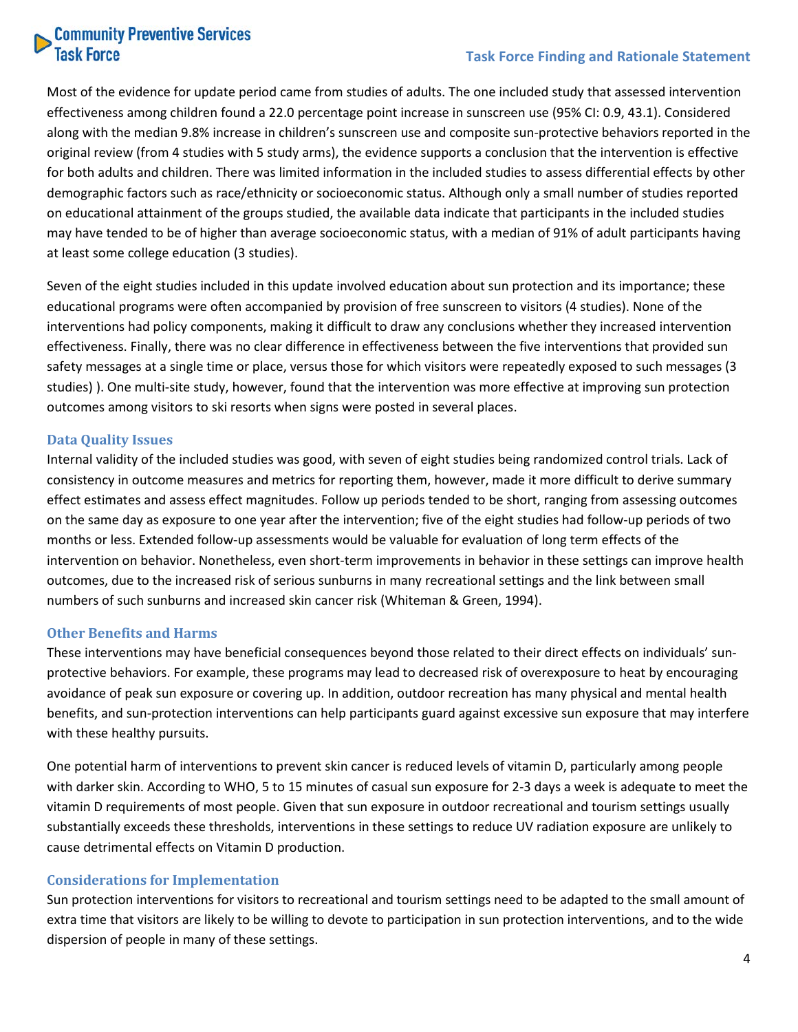Most of the evidence for update period came from studies of adults. The one included study that assessed intervention effectiveness among children found a 22.0 percentage point increase in sunscreen use (95% CI: 0.9, 43.1). Considered along with the median 9.8% increase in children's sunscreen use and composite sun-protective behaviors reported in the original review (from 4 studies with 5 study arms), the evidence supports a conclusion that the intervention is effective for both adults and children. There was limited information in the included studies to assess differential effects by other demographic factors such as race/ethnicity or socioeconomic status. Although only a small number of studies reported on educational attainment of the groups studied, the available data indicate that participants in the included studies may have tended to be of higher than average socioeconomic status, with a median of 91% of adult participants having at least some college education (3 studies).

Seven of the eight studies included in this update involved education about sun protection and its importance; these educational programs were often accompanied by provision of free sunscreen to visitors (4 studies). None of the interventions had policy components, making it difficult to draw any conclusions whether they increased intervention effectiveness. Finally, there was no clear difference in effectiveness between the five interventions that provided sun safety messages at a single time or place, versus those for which visitors were repeatedly exposed to such messages (3 studies) ). One multi-site study, however, found that the intervention was more effective at improving sun protection outcomes among visitors to ski resorts when signs were posted in several places.

### Data Quality Issues

Internal validity of the included studies was good, with seven of eight studies being randomized control trials. Lack of consistency in outcome measures and metrics for reporting them, however, made it more difficult to derive summary effect estimates and assess effect magnitudes. Follow up periods tended to be short, ranging from assessing outcomes on the same day as exposure to one year after the intervention; five of the eight studies had follow-up periods of two months or less. Extended follow-up assessments would be valuable for evaluation of long term effects of the intervention on behavior. Nonetheless, even short-term improvements in behavior in these settings can improve health outcomes, due to the increased risk of serious sunburns in many recreational settings and the link between small numbers of such sunburns and increased skin cancer risk (Whiteman & Green, 1994).

### Other Benefits and Harms

These interventions may have beneficial consequences beyond those related to their direct effects on individuals' sun-protective behaviors. For example, these programs may lead to decreased risk of overexposure to heat by encouraging avoidance of peak sun exposure or covering up. In addition, outdoor recreation has many physical and mental health benefits, and sun-protection interventions can help participants guard against excessive sun exposure that may interfere with these healthy pursuits.

One potential harm of interventions to prevent skin cancer is reduced levels of vitamin D, particularly among people with darker skin. According to WHO, 5 to 15 minutes of casual sun exposure for 2-3 days a week is adequate to meet the vitamin D requirements of most people. Given that sun exposure in outdoor recreational and tourism settings usually substantially exceeds these thresholds, interventions in these settings to reduce UV radiation exposure are unlikely to cause detrimental effects on Vitamin D production.

### Considerations for Implementation

Sun protection interventions for visitors to recreational and tourism settings need to be adapted to the small amount of extra time that visitors are likely to be willing to devote to participation in sun protection interventions, and to the wide dispersion of people in many of these settings.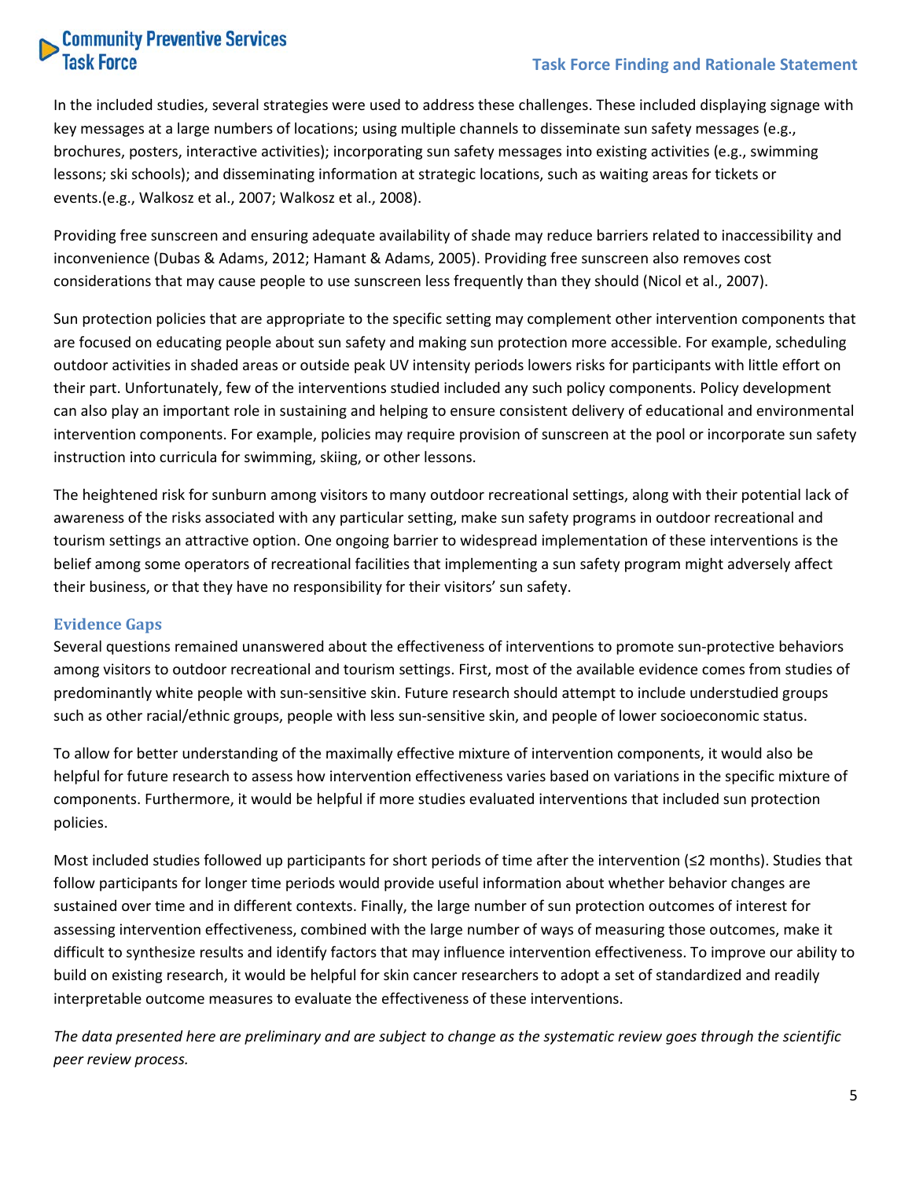In the included studies, several strategies were used to address these challenges. These included displaying signage with key messages at a large numbers of locations; using multiple channels to disseminate sun safety messages (e.g., brochures, posters, interactive activities); incorporating sun safety messages into existing activities (e.g., swimming lessons; ski schools); and disseminating information at strategic locations, such as waiting areas for tickets or events.(e.g., Walkosz et al., 2007; Walkosz et al., 2008).

Providing free sunscreen and ensuring adequate availability of shade may reduce barriers related to inaccessibility and inconvenience (Dubas & Adams, 2012; Hamant & Adams, 2005). Providing free sunscreen also removes cost considerations that may cause people to use sunscreen less frequently than they should (Nicol et al., 2007).

Sun protection policies that are appropriate to the specific setting may complement other intervention components that are focused on educating people about sun safety and making sun protection more accessible. For example, scheduling outdoor activities in shaded areas or outside peak UV intensity periods lowers risks for participants with little effort on their part. Unfortunately, few of the interventions studied included any such policy components. Policy development can also play an important role in sustaining and helping to ensure consistent delivery of educational and environmental intervention components. For example, policies may require provision of sunscreen at the pool or incorporate sun safety instruction into curricula for swimming, skiing, or other lessons.

The heightened risk for sunburn among visitors to many outdoor recreational settings, along with their potential lack of awareness of the risks associated with any particular setting, make sun safety programs in outdoor recreational and tourism settings an attractive option. One ongoing barrier to widespread implementation of these interventions is the belief among some operators of recreational facilities that implementing a sun safety program might adversely affect their business, or that they have no responsibility for their visitors' sun safety.

### Evidence Gaps

Several questions remained unanswered about the effectiveness of interventions to promote sun-protective behaviors among visitors to outdoor recreational and tourism settings. First, most of the available evidence comes from studies of predominantly white people with sun-sensitive skin. Future research should attempt to include understudied groups such as other racial/ethnic groups, people with less sun-sensitive skin, and people of lower socioeconomic status.

To allow for better understanding of the maximally effective mixture of intervention components, it would also be helpful for future research to assess how intervention effectiveness varies based on variations in the specific mixture of components. Furthermore, it would be helpful if more studies evaluated interventions that included sun protection policies.

Most included studies followed up participants for short periods of time after the intervention (≤2 months). Studies that follow participants for longer time periods would provide useful information about whether behavior changes are sustained over time and in different contexts. Finally, the large number of sun protection outcomes of interest for assessing intervention effectiveness, combined with the large number of ways of measuring those outcomes, make it difficult to synthesize results and identify factors that may influence intervention effectiveness. To improve our ability to build on existing research, it would be helpful for skin cancer researchers to adopt a set of standardized and readily interpretable outcome measures to evaluate the effectiveness of these interventions.

*The data presented here are preliminary and are subject to change as the systematic review goes through the scientific peer review process.*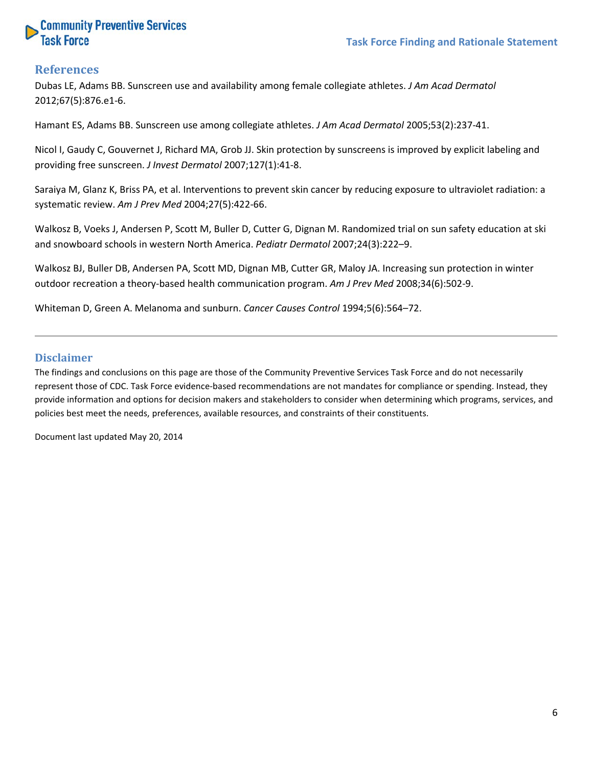## References

Dubas LE, Adams BB. Sunscreen use and availability among female collegiate athletes. *J Am Acad Dermatol* 2012;67(5):876.e1-6.

Hamant ES, Adams BB. Sunscreen use among collegiate athletes. *J Am Acad Dermatol* 2005;53(2):237-41.

Nicol I, Gaudy C, Gouvernet J, Richard MA, Grob JJ. Skin protection by sunscreens is improved by explicit labeling and providing free sunscreen. *J Invest Dermatol* 2007;127(1):41-8.

Saraiya M, Glanz K, Briss PA, et al. Interventions to prevent skin cancer by reducing exposure to ultraviolet radiation: a systematic review. *Am J Prev Med* 2004;27(5):422-66.

Walkosz B, Voeks J, Andersen P, Scott M, Buller D, Cutter G, Dignan M. Randomized trial on sun safety education at ski and snowboard schools in western North America. *Pediatr Dermatol* 2007;24(3):222–9.

Walkosz BJ, Buller DB, Andersen PA, Scott MD, Dignan MB, Cutter GR, Maloy JA. Increasing sun protection in winter outdoor recreation a theory-based health communication program. *Am J Prev Med* 2008;34(6):502-9.

Whiteman D, Green A. Melanoma and sunburn. *Cancer Causes Control* 1994;5(6):564–72.

---

## Disclaimer

The findings and conclusions on this page are those of the Community Preventive Services Task Force and do not necessarily represent those of CDC. Task Force evidence-based recommendations are not mandates for compliance or spending. Instead, they provide information and options for decision makers and stakeholders to consider when determining which programs, services, and policies best meet the needs, preferences, available resources, and constraints of their constituents.

Document last updated May 20, 2014